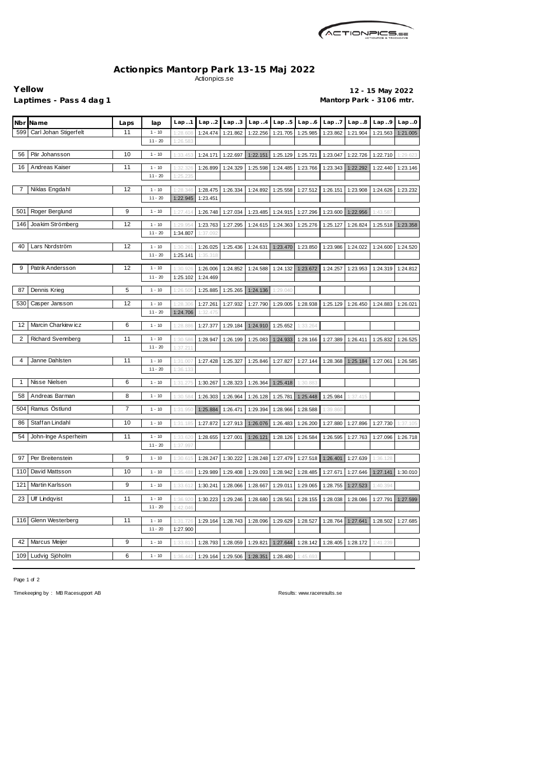# Actionpics Mantorp Park 13-15 Maj 2022

Actionpics.se

**Yellow**

**Laptimes - Pass 4 dag 1**

**12 - 15 May 2022**

**Mantorp Park - 3106 mtr.**

| Nbr | Name | Laps | lap | Lap..1 | Lap..2 | Lap..3 | Lap..4 | Lap..5 | Lap..6 | Lap..7 | Lap..8 | Lap..9 | Lap..0 |
|---|---|---|---|---|---|---|---|---|---|---|---|---|---|
| 599 | Carl Johan Stigerfelt | 11 | 1 - 10 | 1:28.608 | 1:24.474 | 1:21.862 | 1:22.256 | 1:21.705 | 1:25.985 | 1:23.862 | 1:21.904 | 1:21.563 | 1:21.005 |
| | | | 11 - 20 | 1:26.583 | | | | | | | | | |
| 56 | Pär Johansson | 10 | 1 - 10 | 1:33.453 | 1:24.171 | 1:22.697 | 1:22.151 | 1:25.129 | 1:25.721 | 1:23.047 | 1:22.726 | 1:22.710 | 1:29.623 |
| 16 | Andreas Kaiser | 11 | 1 - 10 | 1:32.326 | 1:26.899 | 1:24.329 | 1:25.598 | 1:24.485 | 1:23.766 | 1:23.343 | 1:22.292 | 1:22.440 | 1:23.146 |
| | | | 11 - 20 | 1:25.235 | | | | | | | | | |
| 7 | Niklas Engdahl | 12 | 1 - 10 | 1:28.346 | 1:28.475 | 1:26.334 | 1:24.892 | 1:25.558 | 1:27.512 | 1:26.151 | 1:23.908 | 1:24.626 | 1:23.232 |
| | | | 11 - 20 | 1:22.945 | 1:23.451 | | | | | | | | |
| 501 | Roger Berglund | 9 | 1 - 10 | 1:27.414 | 1:26.748 | 1:27.034 | 1:23.485 | 1:24.915 | 1:27.296 | 1:23.600 | 1:22.956 | 1:43.587 | |
| 146 | Joakim Strömberg | 12 | 1 - 10 | 1:29.954 | 1:23.763 | 1:27.295 | 1:24.615 | 1:24.363 | 1:25.276 | 1:25.127 | 1:26.824 | 1:25.518 | 1:23.358 |
| | | | 11 - 20 | 1:34.807 | 1:37.092 | | | | | | | | |
| 40 | Lars Nordström | 12 | 1 - 10 | 1:30.261 | 1:26.025 | 1:25.436 | 1:24.631 | 1:23.470 | 1:23.850 | 1:23.986 | 1:24.022 | 1:24.600 | 1:24.520 |
| | | | 11 - 20 | 1:25.141 | 1:35.318 | | | | | | | | |
| 9 | Patrik Andersson | 12 | 1 - 10 | 1:30.926 | 1:26.006 | 1:24.852 | 1:24.588 | 1:24.132 | 1:23.672 | 1:24.257 | 1:23.953 | 1:24.319 | 1:24.812 |
| | | | 11 - 20 | 1:25.102 | 1:24.469 | | | | | | | | |
| 87 | Dennis Krieg | 5 | 1 - 10 | 1:26.505 | 1:25.885 | 1:25.265 | 1:24.136 | 1:29.040 | | | | | |
| 530 | Casper Jansson | 12 | 1 - 10 | 1:28.306 | 1:27.261 | 1:27.932 | 1:27.790 | 1:29.005 | 1:28.938 | 1:25.129 | 1:26.450 | 1:24.883 | 1:26.021 |
| | | | 11 - 20 | 1:24.706 | 1:32.475 | | | | | | | | |
| 12 | Marcin Charkiewicz | 6 | 1 - 10 | 1:28.886 | 1:27.377 | 1:29.184 | 1:24.910 | 1:25.652 | 1:33.264 | | | | |
| 2 | Richard Svennberg | 11 | 1 - 10 | 1:30.586 | 1:28.947 | 1:26.199 | 1:25.083 | 1:24.933 | 1:28.166 | 1:27.389 | 1:26.411 | 1:25.832 | 1:26.525 |
| | | | 11 - 20 | 1:37.211 | | | | | | | | | |
| 4 | Janne Dahlsten | 11 | 1 - 10 | 1:31.007 | 1:27.428 | 1:25.327 | 1:25.846 | 1:27.827 | 1:27.144 | 1:28.368 | 1:25.184 | 1:27.061 | 1:26.585 |
| | | | 11 - 20 | 1:36.133 | | | | | | | | | |
| 1 | Nisse Nielsen | 6 | 1 - 10 | 1:31.275 | 1:30.267 | 1:28.323 | 1:26.364 | 1:25.418 | 1:30.883 | | | | |
| 58 | Andreas Barman | 8 | 1 - 10 | 1:30.584 | 1:26.303 | 1:26.964 | 1:26.128 | 1:25.781 | 1:25.448 | 1:25.984 | 1:37.415 | | |
| 504 | Ramus Östlund | 7 | 1 - 10 | 1:31.950 | 1:25.884 | 1:26.471 | 1:29.394 | 1:28.966 | 1:28.588 | 1:39.860 | | | |
| 86 | Staffan Lindahl | 10 | 1 - 10 | 1:31.185 | 1:27.872 | 1:27.913 | 1:26.076 | 1:26.483 | 1:26.200 | 1:27.880 | 1:27.896 | 1:27.730 | 1:37.105 |
| 54 | John-Inge Asperheim | 11 | 1 - 10 | 1:33.620 | 1:28.655 | 1:27.001 | 1:26.121 | 1:28.126 | 1:26.584 | 1:26.595 | 1:27.763 | 1:27.096 | 1:26.718 |
| | | | 11 - 20 | 1:37.997 | | | | | | | | | |
| 97 | Per Breitenstein | 9 | 1 - 10 | 1:30.615 | 1:28.247 | 1:30.222 | 1:28.248 | 1:27.479 | 1:27.518 | 1:26.401 | 1:27.639 | 1:36.128 | |
| 110 | David Mattsson | 10 | 1 - 10 | 1:35.488 | 1:29.989 | 1:29.408 | 1:29.093 | 1:28.942 | 1:28.485 | 1:27.671 | 1:27.646 | 1:27.141 | 1:30.010 |
| 121 | Martin Karlsson | 9 | 1 - 10 | 1:33.612 | 1:30.241 | 1:28.066 | 1:28.667 | 1:29.011 | 1:29.065 | 1:28.755 | 1:27.523 | 1:40.394 | |
| 23 | Ulf Lindqvist | 11 | 1 - 10 | 1:36.920 | 1:30.223 | 1:29.246 | 1:28.680 | 1:28.561 | 1:28.155 | 1:28.038 | 1:28.086 | 1:27.791 | 1:27.599 |
| | | | 11 - 20 | 1:42.046 | | | | | | | | | |
| 116 | Glenn Westerberg | 11 | 1 - 10 | 1:31.726 | 1:29.164 | 1:28.743 | 1:28.096 | 1:29.629 | 1:28.527 | 1:28.764 | 1:27.641 | 1:28.502 | 1:27.685 |
| | | | 11 - 20 | 1:27.900 | | | | | | | | | |
| 42 | Marcus Meijer | 9 | 1 - 10 | 1:33.813 | 1:28.793 | 1:28.059 | 1:29.821 | 1:27.644 | 1:28.142 | 1:28.405 | 1:28.172 | 1:41.239 | |
| 109 | Ludvig Sjöholm | 6 | 1 - 10 | 1:36.442 | 1:29.164 | 1:29.506 | 1:28.351 | 1:28.480 | 1:45.693 | | | | |

Timekeeping by : MB Racesupport AB

Results: www.raceresults.se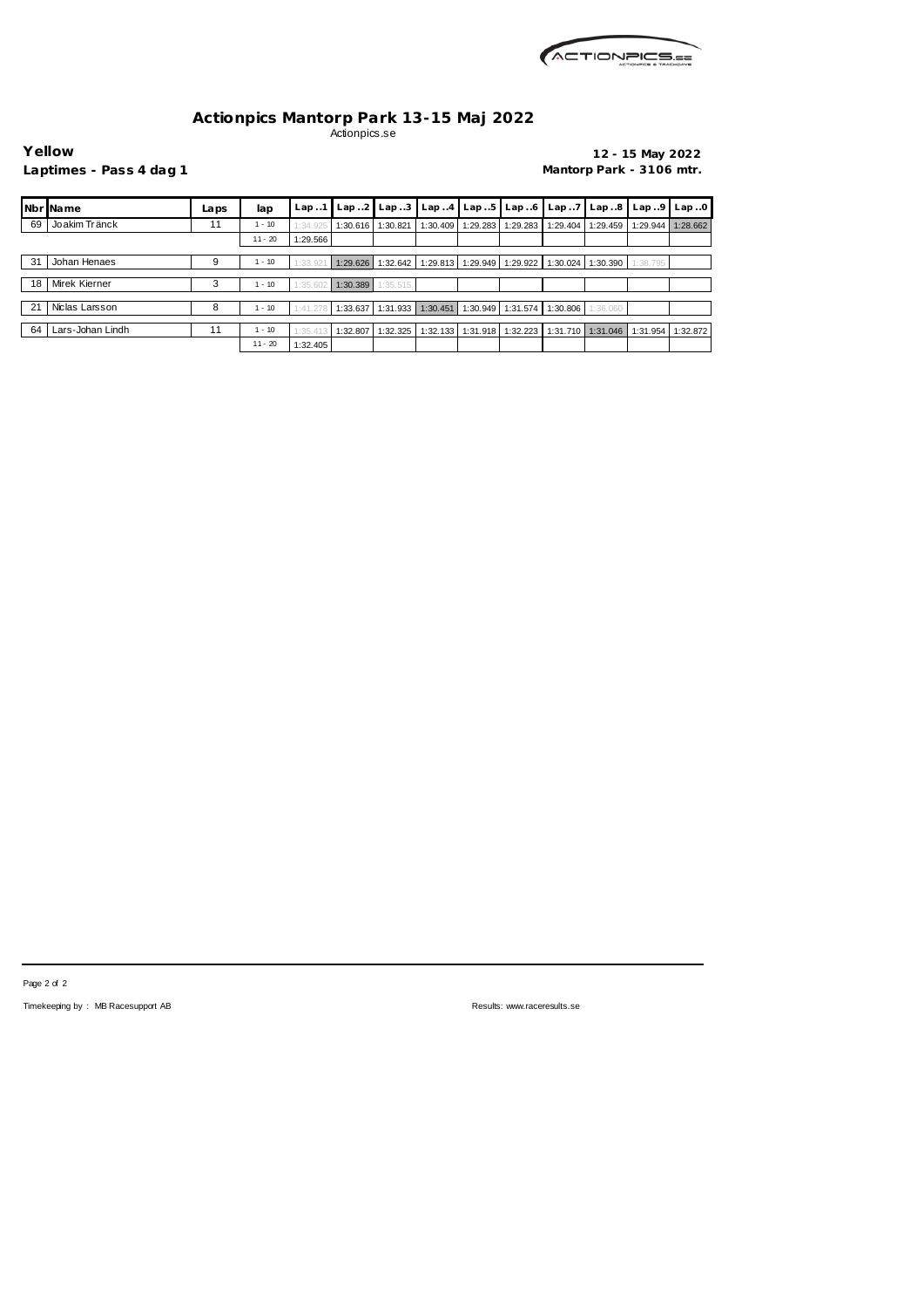# Actionpics Mantorp Park 13-15 Maj 2022

Actionpics.se

**Yellow**

**Laptimes - Pass 4 dag 1**

**12 - 15 May 2022**

**Mantorp Park - 3106 mtr.**

| Nbr | Name | Laps | lap | Lap..1 | Lap..2 | Lap..3 | Lap..4 | Lap..5 | Lap..6 | Lap..7 | Lap..8 | Lap..9 | Lap..0 |
|---|---|---|---|---|---|---|---|---|---|---|---|---|---|
| 69 | Joakim Tränck | 11 | 1 - 10 | 1:34.925 | 1:30.616 | 1:30.821 | 1:30.409 | 1:29.283 | 1:29.283 | 1:29.404 | 1:29.459 | 1:29.944 | 1:28.662 |
| | | | 11 - 20 | 1:29.566 | | | | | | | | | |
| 31 | Johan Henaes | 9 | 1 - 10 | 1:33.921 | 1:29.626 | 1:32.642 | 1:29.813 | 1:29.949 | 1:29.922 | 1:30.024 | 1:30.390 | 1:38.795 | |
| 18 | Mirek Kierner | 3 | 1 - 10 | 1:35.602 | 1:30.389 | 1:35.515 | | | | | | | |
| 21 | Niclas Larsson | 8 | 1 - 10 | 1:41.278 | 1:33.637 | 1:31.933 | 1:30.451 | 1:30.949 | 1:31.574 | 1:30.806 | 1:36.060 | | |
| 64 | Lars-Johan Lindh | 11 | 1 - 10 | 1:35.413 | 1:32.807 | 1:32.325 | 1:32.133 | 1:31.918 | 1:32.223 | 1:31.710 | 1:31.046 | 1:31.954 | 1:32.872 |
| | | | 11 - 20 | 1:32.405 | | | | | | | | | |

Timekeeping by : MB Racesupport AB

Results: www.raceresults.se